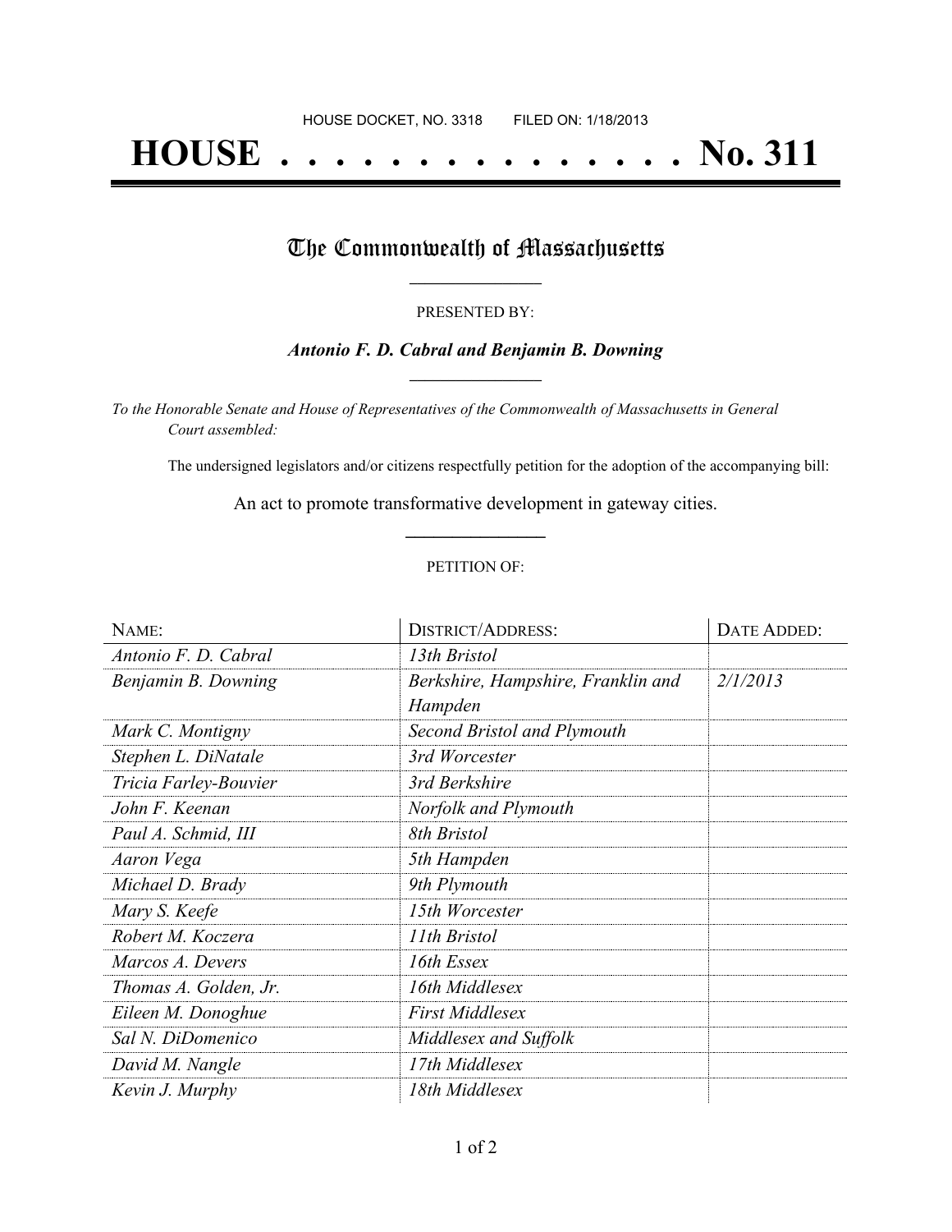HOUSE DOCKET, NO. 3318        FILED ON: 1/18/2013

# HOUSE . . . . . . . . . . . . . . . No. 311

## The Commonwealth of Massachusetts

PRESENTED BY:

***Antonio F. D. Cabral and Benjamin B. Downing***

*To the Honorable Senate and House of Representatives of the Commonwealth of Massachusetts in General Court assembled:*

The undersigned legislators and/or citizens respectfully petition for the adoption of the accompanying bill:

An act to promote transformative development in gateway cities.

PETITION OF:

| NAME: | DISTRICT/ADDRESS: | DATE ADDED: |
|---|---|---|
| *Antonio F. D. Cabral* | *13th Bristol* | |
| *Benjamin B. Downing* | *Berkshire, Hampshire, Franklin and Hampden* | *2/1/2013* |
| *Mark C. Montigny* | *Second Bristol and Plymouth* | |
| *Stephen L. DiNatale* | *3rd Worcester* | |
| *Tricia Farley-Bouvier* | *3rd Berkshire* | |
| *John F. Keenan* | *Norfolk and Plymouth* | |
| *Paul A. Schmid, III* | *8th Bristol* | |
| *Aaron Vega* | *5th Hampden* | |
| *Michael D. Brady* | *9th Plymouth* | |
| *Mary S. Keefe* | *15th Worcester* | |
| *Robert M. Koczera* | *11th Bristol* | |
| *Marcos A. Devers* | *16th Essex* | |
| *Thomas A. Golden, Jr.* | *16th Middlesex* | |
| *Eileen M. Donoghue* | *First Middlesex* | |
| *Sal N. DiDomenico* | *Middlesex and Suffolk* | |
| *David M. Nangle* | *17th Middlesex* | |
| *Kevin J. Murphy* | *18th Middlesex* | |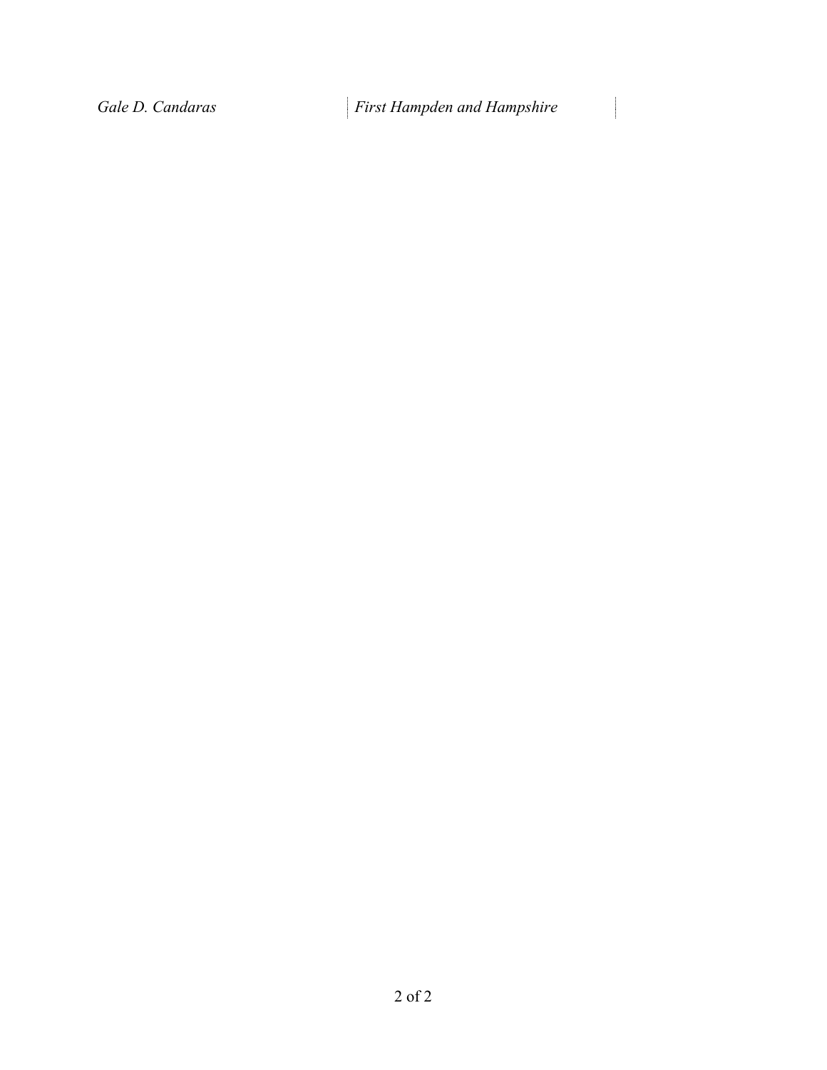| | |
|---|---|
| *Gale D. Candaras* | *First Hampden and Hampshire* |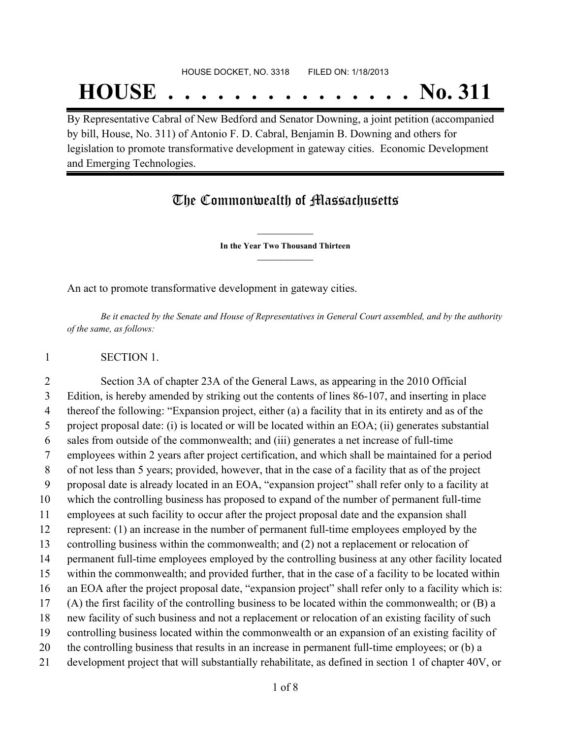HOUSE DOCKET, NO. 3318 FILED ON: 1/18/2013

# HOUSE . . . . . . . . . . . . . . . No. 311

By Representative Cabral of New Bedford and Senator Downing, a joint petition (accompanied by bill, House, No. 311) of Antonio F. D. Cabral, Benjamin B. Downing and others for legislation to promote transformative development in gateway cities. Economic Development and Emerging Technologies.

## The Commonwealth of Massachusetts

**In the Year Two Thousand Thirteen**

An act to promote transformative development in gateway cities.

*Be it enacted by the Senate and House of Representatives in General Court assembled, and by the authority of the same, as follows:*

1 SECTION 1.

2 Section 3A of chapter 23A of the General Laws, as appearing in the 2010 Official
3 Edition, is hereby amended by striking out the contents of lines 86-107, and inserting in place
4 thereof the following: "Expansion project, either (a) a facility that in its entirety and as of the
5 project proposal date: (i) is located or will be located within an EOA; (ii) generates substantial
6 sales from outside of the commonwealth; and (iii) generates a net increase of full-time
7 employees within 2 years after project certification, and which shall be maintained for a period
8 of not less than 5 years; provided, however, that in the case of a facility that as of the project
9 proposal date is already located in an EOA, "expansion project" shall refer only to a facility at
10 which the controlling business has proposed to expand of the number of permanent full-time
11 employees at such facility to occur after the project proposal date and the expansion shall
12 represent: (1) an increase in the number of permanent full-time employees employed by the
13 controlling business within the commonwealth; and (2) not a replacement or relocation of
14 permanent full-time employees employed by the controlling business at any other facility located
15 within the commonwealth; and provided further, that in the case of a facility to be located within
16 an EOA after the project proposal date, "expansion project" shall refer only to a facility which is:
17 (A) the first facility of the controlling business to be located within the commonwealth; or (B) a
18 new facility of such business and not a replacement or relocation of an existing facility of such
19 controlling business located within the commonwealth or an expansion of an existing facility of
20 the controlling business that results in an increase in permanent full-time employees; or (b) a
21 development project that will substantially rehabilitate, as defined in section 1 of chapter 40V, or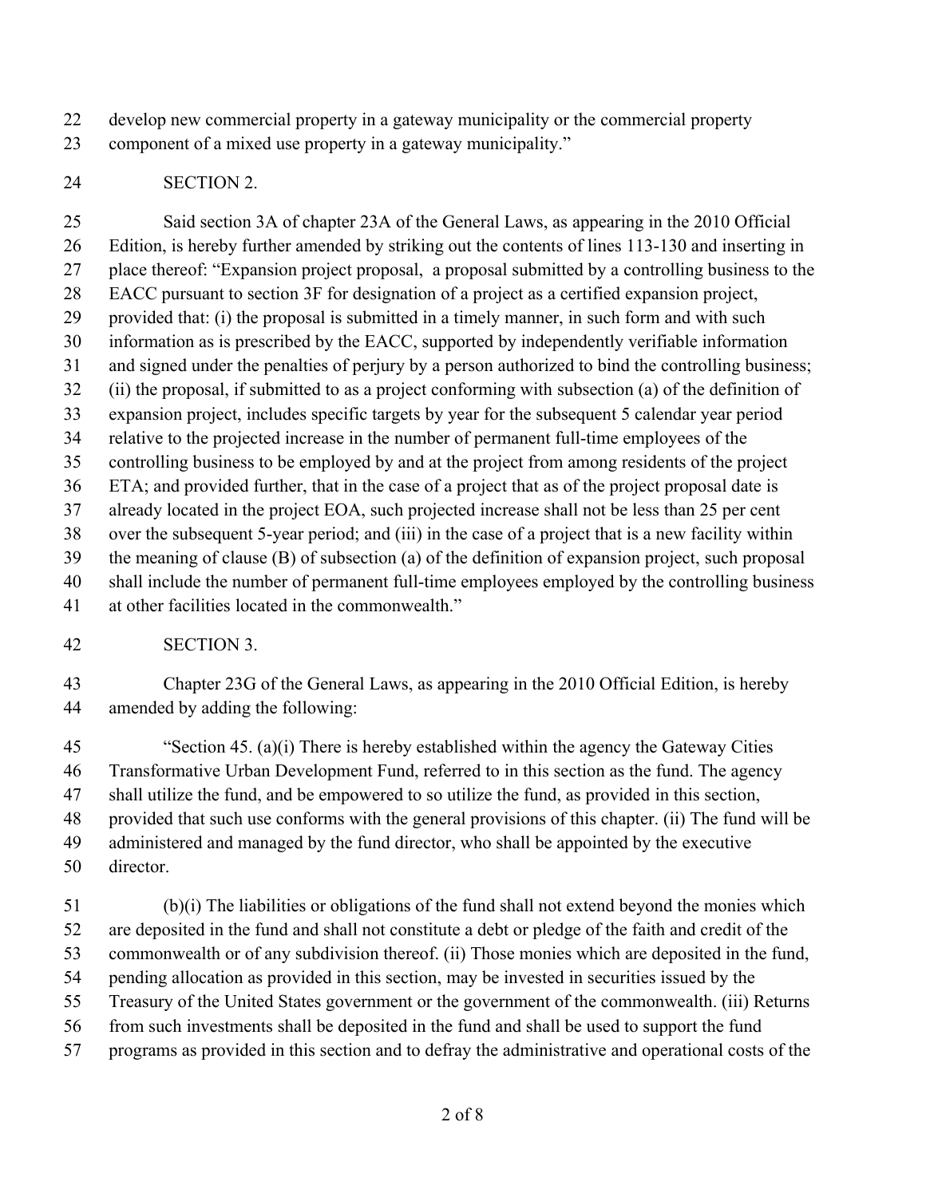develop new commercial property in a gateway municipality or the commercial property component of a mixed use property in a gateway municipality."

SECTION 2.

Said section 3A of chapter 23A of the General Laws, as appearing in the 2010 Official Edition, is hereby further amended by striking out the contents of lines 113-130 and inserting in place thereof: "Expansion project proposal, a proposal submitted by a controlling business to the EACC pursuant to section 3F for designation of a project as a certified expansion project, provided that: (i) the proposal is submitted in a timely manner, in such form and with such information as is prescribed by the EACC, supported by independently verifiable information and signed under the penalties of perjury by a person authorized to bind the controlling business; (ii) the proposal, if submitted to as a project conforming with subsection (a) of the definition of expansion project, includes specific targets by year for the subsequent 5 calendar year period relative to the projected increase in the number of permanent full-time employees of the controlling business to be employed by and at the project from among residents of the project ETA; and provided further, that in the case of a project that as of the project proposal date is already located in the project EOA, such projected increase shall not be less than 25 per cent over the subsequent 5-year period; and (iii) in the case of a project that is a new facility within the meaning of clause (B) of subsection (a) of the definition of expansion project, such proposal shall include the number of permanent full-time employees employed by the controlling business at other facilities located in the commonwealth."

SECTION 3.

Chapter 23G of the General Laws, as appearing in the 2010 Official Edition, is hereby amended by adding the following:

"Section 45. (a)(i) There is hereby established within the agency the Gateway Cities Transformative Urban Development Fund, referred to in this section as the fund. The agency shall utilize the fund, and be empowered to so utilize the fund, as provided in this section, provided that such use conforms with the general provisions of this chapter. (ii) The fund will be administered and managed by the fund director, who shall be appointed by the executive director.

(b)(i) The liabilities or obligations of the fund shall not extend beyond the monies which are deposited in the fund and shall not constitute a debt or pledge of the faith and credit of the commonwealth or of any subdivision thereof. (ii) Those monies which are deposited in the fund, pending allocation as provided in this section, may be invested in securities issued by the Treasury of the United States government or the government of the commonwealth. (iii) Returns from such investments shall be deposited in the fund and shall be used to support the fund programs as provided in this section and to defray the administrative and operational costs of the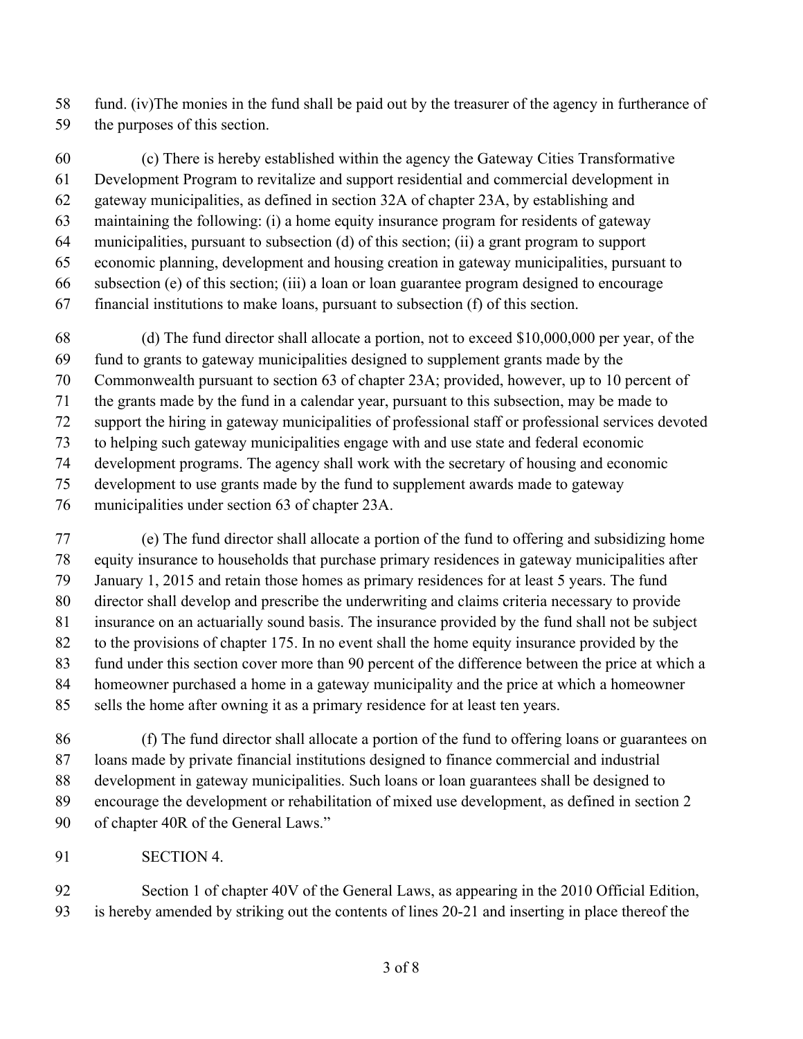fund. (iv)The monies in the fund shall be paid out by the treasurer of the agency in furtherance of the purposes of this section.

(c) There is hereby established within the agency the Gateway Cities Transformative Development Program to revitalize and support residential and commercial development in gateway municipalities, as defined in section 32A of chapter 23A, by establishing and maintaining the following: (i) a home equity insurance program for residents of gateway municipalities, pursuant to subsection (d) of this section; (ii) a grant program to support economic planning, development and housing creation in gateway municipalities, pursuant to subsection (e) of this section; (iii) a loan or loan guarantee program designed to encourage financial institutions to make loans, pursuant to subsection (f) of this section.

(d) The fund director shall allocate a portion, not to exceed $10,000,000 per year, of the fund to grants to gateway municipalities designed to supplement grants made by the Commonwealth pursuant to section 63 of chapter 23A; provided, however, up to 10 percent of the grants made by the fund in a calendar year, pursuant to this subsection, may be made to support the hiring in gateway municipalities of professional staff or professional services devoted to helping such gateway municipalities engage with and use state and federal economic development programs. The agency shall work with the secretary of housing and economic development to use grants made by the fund to supplement awards made to gateway municipalities under section 63 of chapter 23A.

(e) The fund director shall allocate a portion of the fund to offering and subsidizing home equity insurance to households that purchase primary residences in gateway municipalities after January 1, 2015 and retain those homes as primary residences for at least 5 years. The fund director shall develop and prescribe the underwriting and claims criteria necessary to provide insurance on an actuarially sound basis. The insurance provided by the fund shall not be subject to the provisions of chapter 175. In no event shall the home equity insurance provided by the fund under this section cover more than 90 percent of the difference between the price at which a homeowner purchased a home in a gateway municipality and the price at which a homeowner sells the home after owning it as a primary residence for at least ten years.

(f) The fund director shall allocate a portion of the fund to offering loans or guarantees on loans made by private financial institutions designed to finance commercial and industrial development in gateway municipalities. Such loans or loan guarantees shall be designed to encourage the development or rehabilitation of mixed use development, as defined in section 2 of chapter 40R of the General Laws."

SECTION 4.

Section 1 of chapter 40V of the General Laws, as appearing in the 2010 Official Edition, is hereby amended by striking out the contents of lines 20-21 and inserting in place thereof the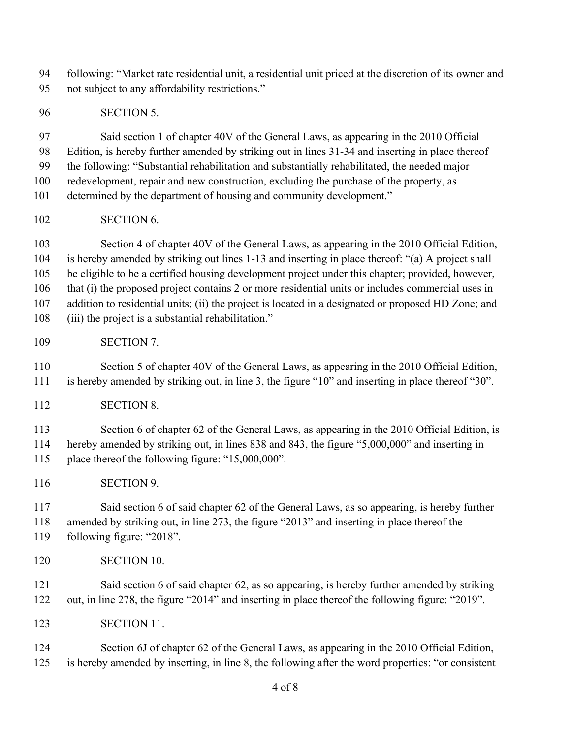following: "Market rate residential unit, a residential unit priced at the discretion of its owner and not subject to any affordability restrictions."

SECTION 5.

Said section 1 of chapter 40V of the General Laws, as appearing in the 2010 Official Edition, is hereby further amended by striking out in lines 31-34 and inserting in place thereof the following: "Substantial rehabilitation and substantially rehabilitated, the needed major redevelopment, repair and new construction, excluding the purchase of the property, as determined by the department of housing and community development."

SECTION 6.

Section 4 of chapter 40V of the General Laws, as appearing in the 2010 Official Edition, is hereby amended by striking out lines 1-13 and inserting in place thereof: "(a) A project shall be eligible to be a certified housing development project under this chapter; provided, however, that (i) the proposed project contains 2 or more residential units or includes commercial uses in addition to residential units; (ii) the project is located in a designated or proposed HD Zone; and (iii) the project is a substantial rehabilitation."

SECTION 7.

Section 5 of chapter 40V of the General Laws, as appearing in the 2010 Official Edition, is hereby amended by striking out, in line 3, the figure "10" and inserting in place thereof "30".

SECTION 8.

Section 6 of chapter 62 of the General Laws, as appearing in the 2010 Official Edition, is hereby amended by striking out, in lines 838 and 843, the figure "5,000,000" and inserting in place thereof the following figure: "15,000,000".

SECTION 9.

Said section 6 of said chapter 62 of the General Laws, as so appearing, is hereby further amended by striking out, in line 273, the figure "2013" and inserting in place thereof the following figure: "2018".

SECTION 10.

Said section 6 of said chapter 62, as so appearing, is hereby further amended by striking out, in line 278, the figure "2014" and inserting in place thereof the following figure: "2019".

SECTION 11.

Section 6J of chapter 62 of the General Laws, as appearing in the 2010 Official Edition, is hereby amended by inserting, in line 8, the following after the word properties: "or consistent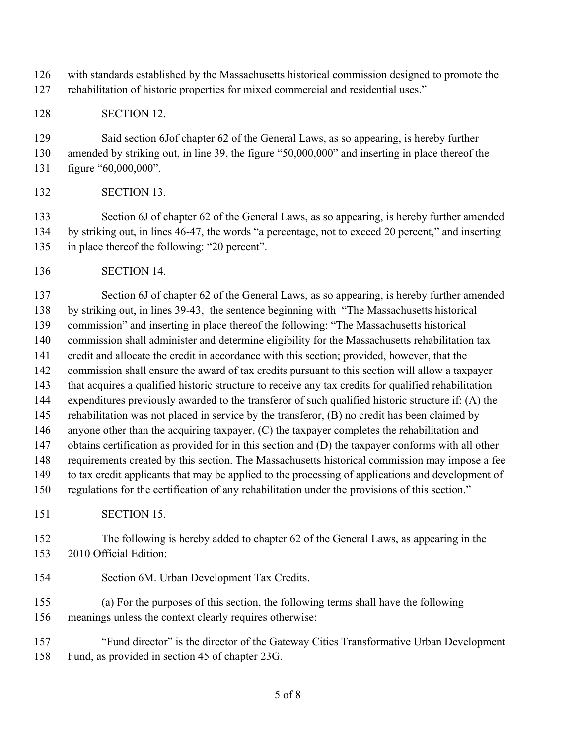with standards established by the Massachusetts historical commission designed to promote the rehabilitation of historic properties for mixed commercial and residential uses."

SECTION 12.

Said section 6Jof chapter 62 of the General Laws, as so appearing, is hereby further amended by striking out, in line 39, the figure "50,000,000" and inserting in place thereof the figure "60,000,000".

SECTION 13.

Section 6J of chapter 62 of the General Laws, as so appearing, is hereby further amended by striking out, in lines 46-47, the words "a percentage, not to exceed 20 percent," and inserting in place thereof the following: "20 percent".

SECTION 14.

Section 6J of chapter 62 of the General Laws, as so appearing, is hereby further amended by striking out, in lines 39-43, the sentence beginning with "The Massachusetts historical commission" and inserting in place thereof the following: "The Massachusetts historical commission shall administer and determine eligibility for the Massachusetts rehabilitation tax credit and allocate the credit in accordance with this section; provided, however, that the commission shall ensure the award of tax credits pursuant to this section will allow a taxpayer that acquires a qualified historic structure to receive any tax credits for qualified rehabilitation expenditures previously awarded to the transferor of such qualified historic structure if: (A) the rehabilitation was not placed in service by the transferor, (B) no credit has been claimed by anyone other than the acquiring taxpayer, (C) the taxpayer completes the rehabilitation and obtains certification as provided for in this section and (D) the taxpayer conforms with all other requirements created by this section. The Massachusetts historical commission may impose a fee to tax credit applicants that may be applied to the processing of applications and development of regulations for the certification of any rehabilitation under the provisions of this section."

SECTION 15.

The following is hereby added to chapter 62 of the General Laws, as appearing in the 2010 Official Edition:

Section 6M. Urban Development Tax Credits.

(a) For the purposes of this section, the following terms shall have the following meanings unless the context clearly requires otherwise:

"Fund director" is the director of the Gateway Cities Transformative Urban Development Fund, as provided in section 45 of chapter 23G.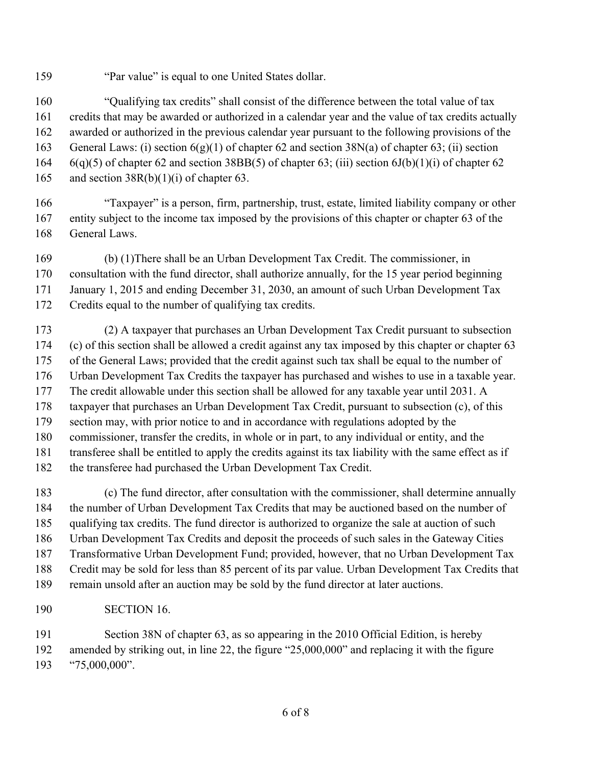"Par value" is equal to one United States dollar.

"Qualifying tax credits" shall consist of the difference between the total value of tax credits that may be awarded or authorized in a calendar year and the value of tax credits actually awarded or authorized in the previous calendar year pursuant to the following provisions of the General Laws: (i) section 6(g)(1) of chapter 62 and section 38N(a) of chapter 63; (ii) section 6(q)(5) of chapter 62 and section 38BB(5) of chapter 63; (iii) section 6J(b)(1)(i) of chapter 62 and section 38R(b)(1)(i) of chapter 63.

"Taxpayer" is a person, firm, partnership, trust, estate, limited liability company or other entity subject to the income tax imposed by the provisions of this chapter or chapter 63 of the General Laws.

(b) (1)There shall be an Urban Development Tax Credit. The commissioner, in consultation with the fund director, shall authorize annually, for the 15 year period beginning January 1, 2015 and ending December 31, 2030, an amount of such Urban Development Tax Credits equal to the number of qualifying tax credits.

(2) A taxpayer that purchases an Urban Development Tax Credit pursuant to subsection (c) of this section shall be allowed a credit against any tax imposed by this chapter or chapter 63 of the General Laws; provided that the credit against such tax shall be equal to the number of Urban Development Tax Credits the taxpayer has purchased and wishes to use in a taxable year. The credit allowable under this section shall be allowed for any taxable year until 2031. A taxpayer that purchases an Urban Development Tax Credit, pursuant to subsection (c), of this section may, with prior notice to and in accordance with regulations adopted by the commissioner, transfer the credits, in whole or in part, to any individual or entity, and the transferee shall be entitled to apply the credits against its tax liability with the same effect as if the transferee had purchased the Urban Development Tax Credit.

(c) The fund director, after consultation with the commissioner, shall determine annually the number of Urban Development Tax Credits that may be auctioned based on the number of qualifying tax credits. The fund director is authorized to organize the sale at auction of such Urban Development Tax Credits and deposit the proceeds of such sales in the Gateway Cities Transformative Urban Development Fund; provided, however, that no Urban Development Tax Credit may be sold for less than 85 percent of its par value. Urban Development Tax Credits that remain unsold after an auction may be sold by the fund director at later auctions.

SECTION 16.

Section 38N of chapter 63, as so appearing in the 2010 Official Edition, is hereby amended by striking out, in line 22, the figure "25,000,000" and replacing it with the figure "75,000,000".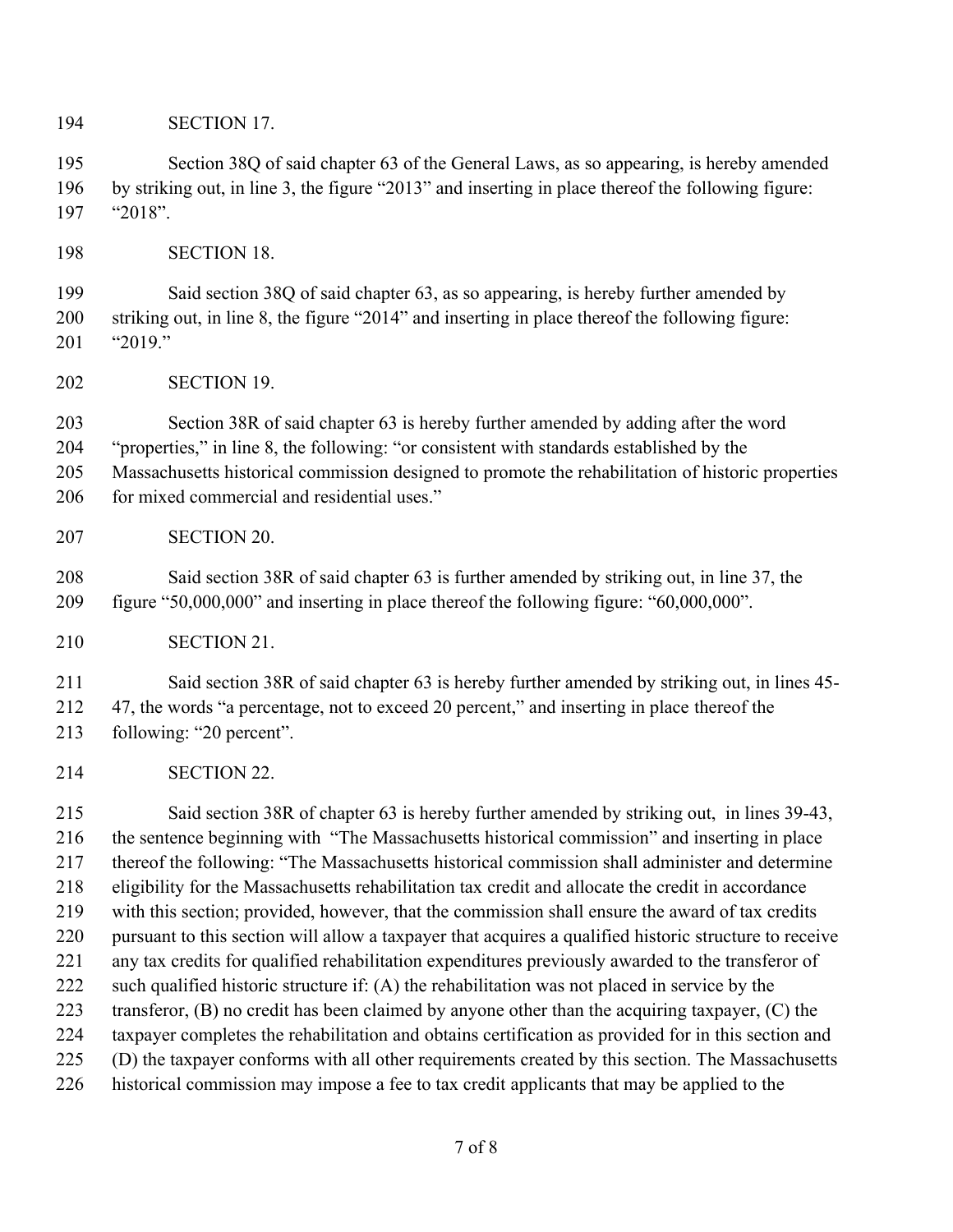SECTION 17.

Section 38Q of said chapter 63 of the General Laws, as so appearing, is hereby amended by striking out, in line 3, the figure "2013" and inserting in place thereof the following figure: "2018".

SECTION 18.

Said section 38Q of said chapter 63, as so appearing, is hereby further amended by striking out, in line 8, the figure "2014" and inserting in place thereof the following figure: "2019."

SECTION 19.

Section 38R of said chapter 63 is hereby further amended by adding after the word "properties," in line 8, the following: "or consistent with standards established by the Massachusetts historical commission designed to promote the rehabilitation of historic properties for mixed commercial and residential uses."

SECTION 20.

Said section 38R of said chapter 63 is further amended by striking out, in line 37, the figure "50,000,000" and inserting in place thereof the following figure: "60,000,000".

SECTION 21.

Said section 38R of said chapter 63 is hereby further amended by striking out, in lines 45-47, the words "a percentage, not to exceed 20 percent," and inserting in place thereof the following: "20 percent".

SECTION 22.

Said section 38R of chapter 63 is hereby further amended by striking out, in lines 39-43, the sentence beginning with "The Massachusetts historical commission" and inserting in place thereof the following: "The Massachusetts historical commission shall administer and determine eligibility for the Massachusetts rehabilitation tax credit and allocate the credit in accordance with this section; provided, however, that the commission shall ensure the award of tax credits pursuant to this section will allow a taxpayer that acquires a qualified historic structure to receive any tax credits for qualified rehabilitation expenditures previously awarded to the transferor of such qualified historic structure if: (A) the rehabilitation was not placed in service by the transferor, (B) no credit has been claimed by anyone other than the acquiring taxpayer, (C) the taxpayer completes the rehabilitation and obtains certification as provided for in this section and (D) the taxpayer conforms with all other requirements created by this section. The Massachusetts historical commission may impose a fee to tax credit applicants that may be applied to the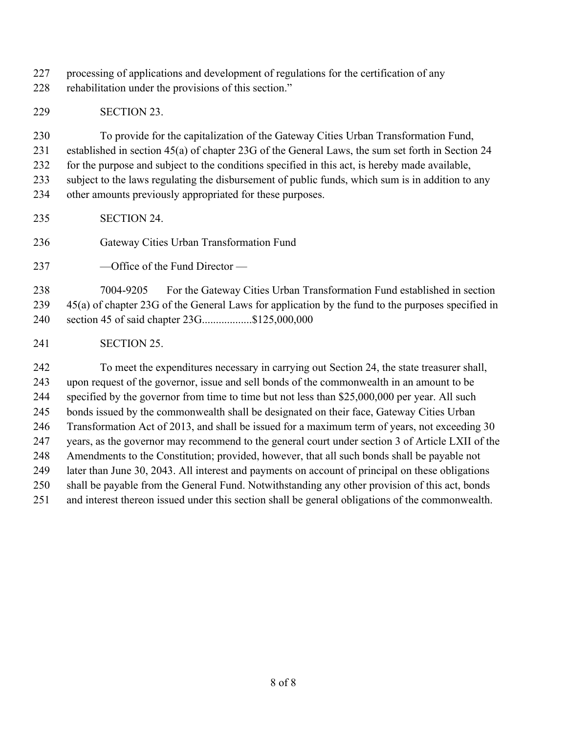processing of applications and development of regulations for the certification of any rehabilitation under the provisions of this section."

SECTION 23.

To provide for the capitalization of the Gateway Cities Urban Transformation Fund, established in section 45(a) of chapter 23G of the General Laws, the sum set forth in Section 24 for the purpose and subject to the conditions specified in this act, is hereby made available, subject to the laws regulating the disbursement of public funds, which sum is in addition to any other amounts previously appropriated for these purposes.

SECTION 24.

Gateway Cities Urban Transformation Fund

—Office of the Fund Director —

7004-9205 For the Gateway Cities Urban Transformation Fund established in section 45(a) of chapter 23G of the General Laws for application by the fund to the purposes specified in section 45 of said chapter 23G..................$125,000,000

SECTION 25.

To meet the expenditures necessary in carrying out Section 24, the state treasurer shall, upon request of the governor, issue and sell bonds of the commonwealth in an amount to be specified by the governor from time to time but not less than $25,000,000 per year. All such bonds issued by the commonwealth shall be designated on their face, Gateway Cities Urban Transformation Act of 2013, and shall be issued for a maximum term of years, not exceeding 30 years, as the governor may recommend to the general court under section 3 of Article LXII of the Amendments to the Constitution; provided, however, that all such bonds shall be payable not later than June 30, 2043. All interest and payments on account of principal on these obligations shall be payable from the General Fund. Notwithstanding any other provision of this act, bonds and interest thereon issued under this section shall be general obligations of the commonwealth.